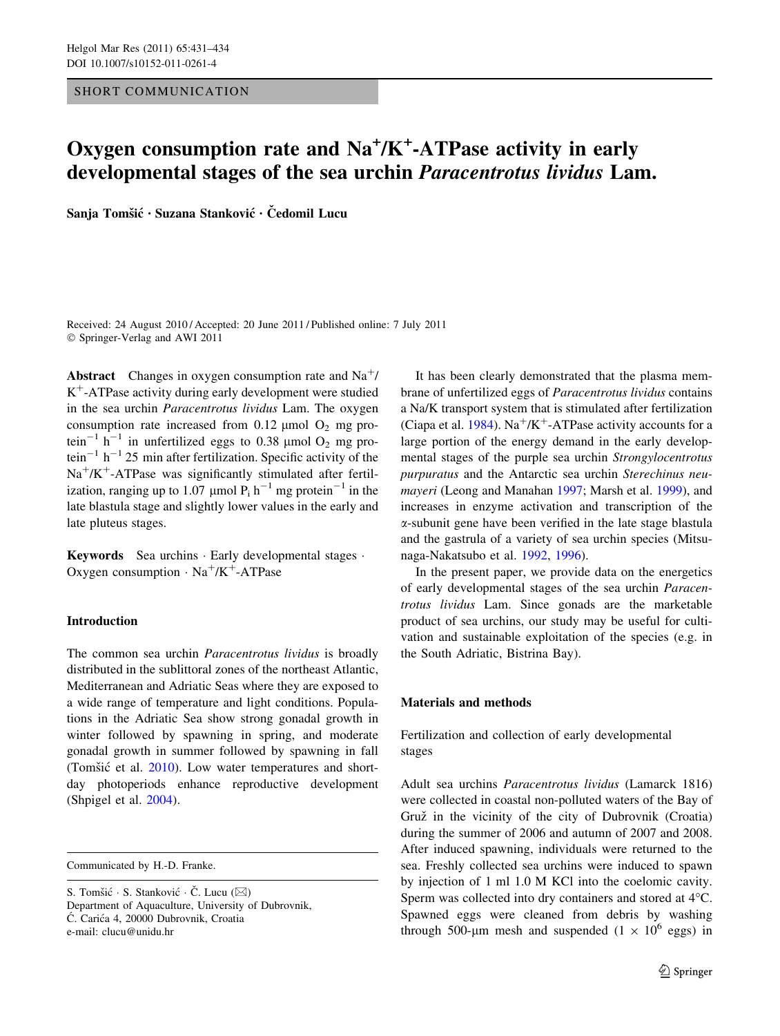SHORT COMMUNICATION

# Oxygen consumption rate and $Na^+/K^+$-ATPase activity in early developmental stages of the sea urchin *Paracentrotus lividus* Lam.

**Sanja Tomšić · Suzana Stanković · Čedomil Lucu**

Received: 24 August 2010 / Accepted: 20 June 2011 / Published online: 7 July 2011
© Springer-Verlag and AWI 2011

**Abstract** Changes in oxygen consumption rate and $Na^+/K^+$-ATPase activity during early development were studied in the sea urchin *Paracentrotus lividus* Lam. The oxygen consumption rate increased from 0.12 μmol $O_2$ mg protein$^{-1}$ h$^{-1}$ in unfertilized eggs to 0.38 μmol $O_2$ mg protein$^{-1}$ h$^{-1}$ 25 min after fertilization. Specific activity of the $Na^+/K^+$-ATPase was significantly stimulated after fertilization, ranging up to 1.07 μmol $P_i$ h$^{-1}$ mg protein$^{-1}$ in the late blastula stage and slightly lower values in the early and late pluteus stages.

**Keywords** Sea urchins · Early developmental stages · Oxygen consumption · $Na^+/K^+$-ATPase

## Introduction

The common sea urchin *Paracentrotus lividus* is broadly distributed in the sublittoral zones of the northeast Atlantic, Mediterranean and Adriatic Seas where they are exposed to a wide range of temperature and light conditions. Populations in the Adriatic Sea show strong gonadal growth in winter followed by spawning in spring, and moderate gonadal growth in summer followed by spawning in fall (Tomšić et al. 2010). Low water temperatures and short-day photoperiods enhance reproductive development (Shpigel et al. 2004).

Communicated by H.-D. Franke.

S. Tomšić · S. Stanković · Č. Lucu (✉)
Department of Aquaculture, University of Dubrovnik,
Ć. Carića 4, 20000 Dubrovnik, Croatia
e-mail: clucu@unidu.hr

It has been clearly demonstrated that the plasma membrane of unfertilized eggs of *Paracentrotus lividus* contains a Na/K transport system that is stimulated after fertilization (Ciapa et al. 1984). $Na^+/K^+$-ATPase activity accounts for a large portion of the energy demand in the early developmental stages of the purple sea urchin *Strongylocentrotus purpuratus* and the Antarctic sea urchin *Sterechinus neumayeri* (Leong and Manahan 1997; Marsh et al. 1999), and increases in enzyme activation and transcription of the α-subunit gene have been verified in the late stage blastula and the gastrula of a variety of sea urchin species (Mitsunaga-Nakatsubo et al. 1992, 1996).

In the present paper, we provide data on the energetics of early developmental stages of the sea urchin *Paracentrotus lividus* Lam. Since gonads are the marketable product of sea urchins, our study may be useful for cultivation and sustainable exploitation of the species (e.g. in the South Adriatic, Bistrina Bay).

## Materials and methods

### Fertilization and collection of early developmental stages

Adult sea urchins *Paracentrotus lividus* (Lamarck 1816) were collected in coastal non-polluted waters of the Bay of Gruž in the vicinity of the city of Dubrovnik (Croatia) during the summer of 2006 and autumn of 2007 and 2008. After induced spawning, individuals were returned to the sea. Freshly collected sea urchins were induced to spawn by injection of 1 ml 1.0 M KCl into the coelomic cavity. Sperm was collected into dry containers and stored at 4°C. Spawned eggs were cleaned from debris by washing through 500-μm mesh and suspended ($1 \times 10^6$ eggs) in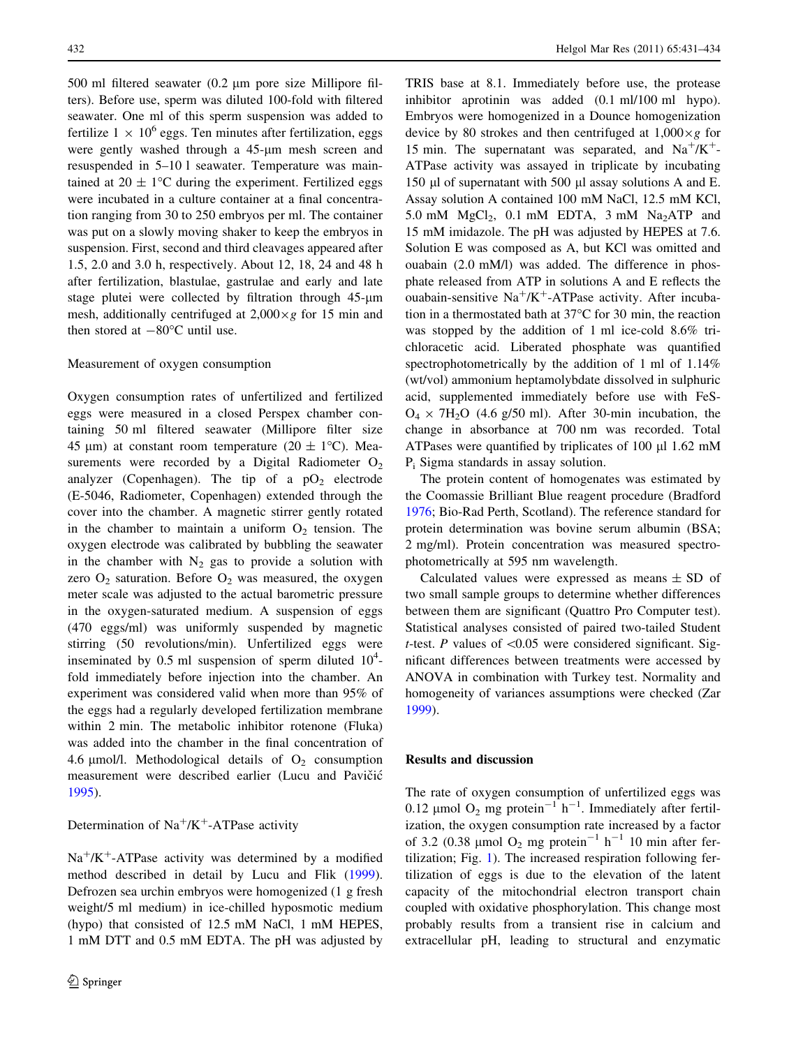500 ml filtered seawater (0.2 μm pore size Millipore filters). Before use, sperm was diluted 100-fold with filtered seawater. One ml of this sperm suspension was added to fertilize $1 \times 10^6$ eggs. Ten minutes after fertilization, eggs were gently washed through a 45-μm mesh screen and resuspended in 5–10 l seawater. Temperature was maintained at $20 \pm 1$°C during the experiment. Fertilized eggs were incubated in a culture container at a final concentration ranging from 30 to 250 embryos per ml. The container was put on a slowly moving shaker to keep the embryos in suspension. First, second and third cleavages appeared after 1.5, 2.0 and 3.0 h, respectively. About 12, 18, 24 and 48 h after fertilization, blastulae, gastrulae and early and late stage plutei were collected by filtration through 45-μm mesh, additionally centrifuged at $2{,}000 \times g$ for 15 min and then stored at −80°C until use.

### Measurement of oxygen consumption

Oxygen consumption rates of unfertilized and fertilized eggs were measured in a closed Perspex chamber containing 50 ml filtered seawater (Millipore filter size 45 μm) at constant room temperature ($20 \pm 1$°C). Measurements were recorded by a Digital Radiometer $O_2$ analyzer (Copenhagen). The tip of a $pO_2$ electrode (E-5046, Radiometer, Copenhagen) extended through the cover into the chamber. A magnetic stirrer gently rotated in the chamber to maintain a uniform $O_2$ tension. The oxygen electrode was calibrated by bubbling the seawater in the chamber with $N_2$ gas to provide a solution with zero $O_2$ saturation. Before $O_2$ was measured, the oxygen meter scale was adjusted to the actual barometric pressure in the oxygen-saturated medium. A suspension of eggs (470 eggs/ml) was uniformly suspended by magnetic stirring (50 revolutions/min). Unfertilized eggs were inseminated by 0.5 ml suspension of sperm diluted $10^4$-fold immediately before injection into the chamber. An experiment was considered valid when more than 95% of the eggs had a regularly developed fertilization membrane within 2 min. The metabolic inhibitor rotenone (Fluka) was added into the chamber in the final concentration of 4.6 μmol/l. Methodological details of $O_2$ consumption measurement were described earlier (Lucu and Pavičić 1995).

### Determination of $Na^+/K^+$-ATPase activity

$Na^+/K^+$-ATPase activity was determined by a modified method described in detail by Lucu and Flik (1999). Defrozen sea urchin embryos were homogenized (1 g fresh weight/5 ml medium) in ice-chilled hyposmotic medium (hypo) that consisted of 12.5 mM NaCl, 1 mM HEPES, 1 mM DTT and 0.5 mM EDTA. The pH was adjusted by TRIS base at 8.1. Immediately before use, the protease inhibitor aprotinin was added (0.1 ml/100 ml hypo). Embryos were homogenized in a Dounce homogenization device by 80 strokes and then centrifuged at $1{,}000 \times g$ for 15 min. The supernatant was separated, and $Na^+/K^+$-ATPase activity was assayed in triplicate by incubating 150 μl of supernatant with 500 μl assay solutions A and E. Assay solution A contained 100 mM NaCl, 12.5 mM KCl, 5.0 mM $MgCl_2$, 0.1 mM EDTA, 3 mM $Na_2ATP$ and 15 mM imidazole. The pH was adjusted by HEPES at 7.6. Solution E was composed as A, but KCl was omitted and ouabain (2.0 mM/l) was added. The difference in phosphate released from ATP in solutions A and E reflects the ouabain-sensitive $Na^+/K^+$-ATPase activity. After incubation in a thermostated bath at 37°C for 30 min, the reaction was stopped by the addition of 1 ml ice-cold 8.6% trichloracetic acid. Liberated phosphate was quantified spectrophotometrically by the addition of 1 ml of 1.14% (wt/vol) ammonium heptamolybdate dissolved in sulphuric acid, supplemented immediately before use with $FeSO_4 \times 7H_2O$ (4.6 g/50 ml). After 30-min incubation, the change in absorbance at 700 nm was recorded. Total ATPases were quantified by triplicates of 100 μl 1.62 mM $P_i$ Sigma standards in assay solution.

The protein content of homogenates was estimated by the Coomassie Brilliant Blue reagent procedure (Bradford 1976; Bio-Rad Perth, Scotland). The reference standard for protein determination was bovine serum albumin (BSA; 2 mg/ml). Protein concentration was measured spectrophotometrically at 595 nm wavelength.

Calculated values were expressed as means ± SD of two small sample groups to determine whether differences between them are significant (Quattro Pro Computer test). Statistical analyses consisted of paired two-tailed Student *t*-test. *P* values of <0.05 were considered significant. Significant differences between treatments were accessed by ANOVA in combination with Turkey test. Normality and homogeneity of variances assumptions were checked (Zar 1999).

## Results and discussion

The rate of oxygen consumption of unfertilized eggs was 0.12 μmol $O_2$ mg $protein^{-1}$ $h^{-1}$. Immediately after fertilization, the oxygen consumption rate increased by a factor of 3.2 (0.38 μmol $O_2$ mg $protein^{-1}$ $h^{-1}$ 10 min after fertilization; Fig. 1). The increased respiration following fertilization of eggs is due to the elevation of the latent capacity of the mitochondrial electron transport chain coupled with oxidative phosphorylation. This change most probably results from a transient rise in calcium and extracellular pH, leading to structural and enzymatic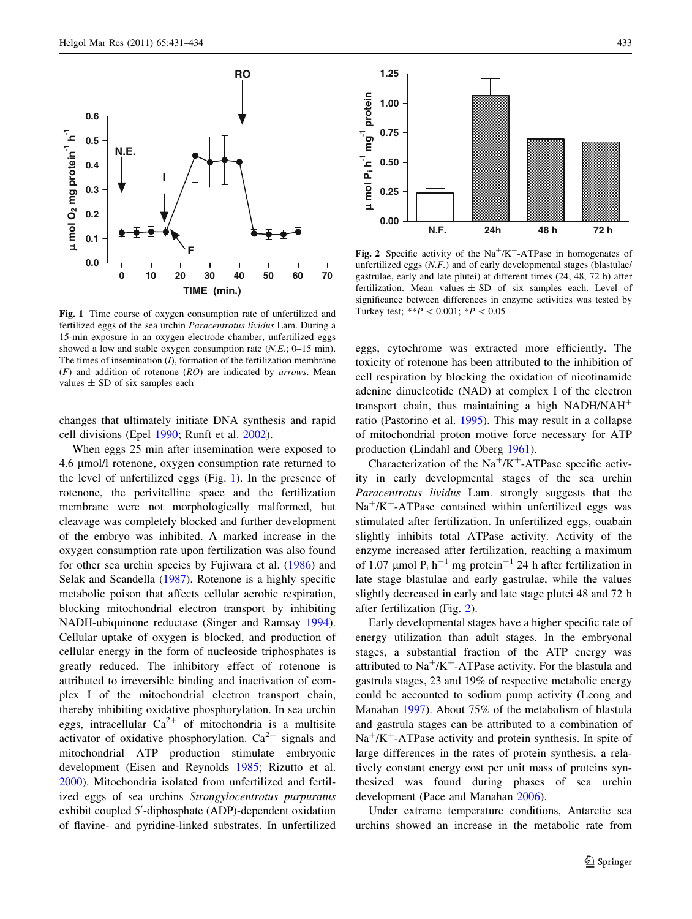**Fig. 1** Time course of oxygen consumption rate of unfertilized and fertilized eggs of the sea urchin *Paracentrotus lividus* Lam. During a 15-min exposure in an oxygen electrode chamber, unfertilized eggs showed a low and stable oxygen consumption rate (*N.E.*; 0–15 min). The times of insemination (*I*), formation of the fertilization membrane (*F*) and addition of rotenone (*RO*) are indicated by *arrows*. Mean values ± SD of six samples each

changes that ultimately initiate DNA synthesis and rapid cell divisions (Epel 1990; Runft et al. 2002).

When eggs 25 min after insemination were exposed to 4.6 µmol/l rotenone, oxygen consumption rate returned to the level of unfertilized eggs (Fig. 1). In the presence of rotenone, the perivitelline space and the fertilization membrane were not morphologically malformed, but cleavage was completely blocked and further development of the embryo was inhibited. A marked increase in the oxygen consumption rate upon fertilization was also found for other sea urchin species by Fujiwara et al. (1986) and Selak and Scandella (1987). Rotenone is a highly specific metabolic poison that affects cellular aerobic respiration, blocking mitochondrial electron transport by inhibiting NADH-ubiquinone reductase (Singer and Ramsay 1994). Cellular uptake of oxygen is blocked, and production of cellular energy in the form of nucleoside triphosphates is greatly reduced. The inhibitory effect of rotenone is attributed to irreversible binding and inactivation of complex I of the mitochondrial electron transport chain, thereby inhibiting oxidative phosphorylation. In sea urchin eggs, intracellular $Ca^{2+}$ of mitochondria is a multisite activator of oxidative phosphorylation. $Ca^{2+}$ signals and mitochondrial ATP production stimulate embryonic development (Eisen and Reynolds 1985; Rizutto et al. 2000). Mitochondria isolated from unfertilized and fertilized eggs of sea urchins *Strongylocentrotus purpuratus* exhibit coupled 5′-diphosphate (ADP)-dependent oxidation of flavine- and pyridine-linked substrates. In unfertilized eggs, cytochrome was extracted more efficiently. The toxicity of rotenone has been attributed to the inhibition of cell respiration by blocking the oxidation of nicotinamide adenine dinucleotide (NAD) at complex I of the electron transport chain, thus maintaining a high $NADH/NAH^+$ ratio (Pastorino et al. 1995). This may result in a collapse of mitochondrial proton motive force necessary for ATP production (Lindahl and Oberg 1961).

**Fig. 2** Specific activity of the $Na^+/K^+$-ATPase in homogenates of unfertilized eggs (*N.F.*) and of early developmental stages (blastulae/gastrulae, early and late plutei) at different times (24, 48, 72 h) after fertilization. Mean values ± SD of six samples each. Level of significance between differences in enzyme activities was tested by Turkey test; $^{**}P < 0.001$; $^{*}P < 0.05$

Characterization of the $Na^+/K^+$-ATPase specific activity in early developmental stages of the sea urchin *Paracentrotus lividus* Lam. strongly suggests that the $Na^+/K^+$-ATPase contained within unfertilized eggs was stimulated after fertilization. In unfertilized eggs, ouabain slightly inhibits total ATPase activity. Activity of the enzyme increased after fertilization, reaching a maximum of 1.07 µmol $P_i$ $h^{-1}$ mg protein$^{-1}$ 24 h after fertilization in late stage blastulae and early gastrulae, while the values slightly decreased in early and late stage plutei 48 and 72 h after fertilization (Fig. 2).

Early developmental stages have a higher specific rate of energy utilization than adult stages. In the embryonal stages, a substantial fraction of the ATP energy was attributed to $Na^+/K^+$-ATPase activity. For the blastula and gastrula stages, 23 and 19% of respective metabolic energy could be accounted to sodium pump activity (Leong and Manahan 1997). About 75% of the metabolism of blastula and gastrula stages can be attributed to a combination of $Na^+/K^+$-ATPase activity and protein synthesis. In spite of large differences in the rates of protein synthesis, a relatively constant energy cost per unit mass of proteins synthesized was found during phases of sea urchin development (Pace and Manahan 2006).

Under extreme temperature conditions, Antarctic sea urchins showed an increase in the metabolic rate from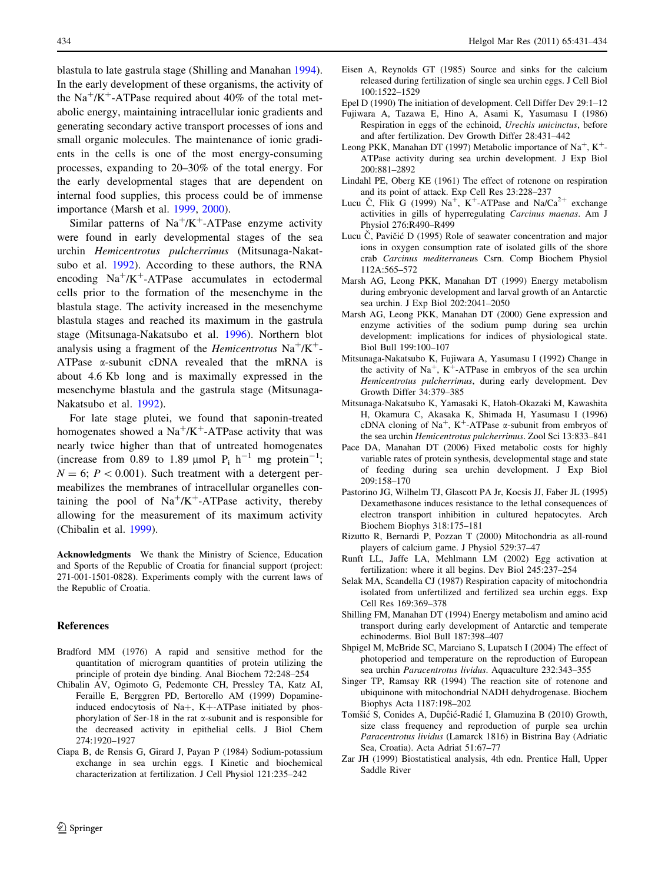blastula to late gastrula stage (Shilling and Manahan 1994). In the early development of these organisms, the activity of the $Na^+/K^+$-ATPase required about 40% of the total metabolic energy, maintaining intracellular ionic gradients and generating secondary active transport processes of ions and small organic molecules. The maintenance of ionic gradients in the cells is one of the most energy-consuming processes, expanding to 20–30% of the total energy. For the early developmental stages that are dependent on internal food supplies, this process could be of immense importance (Marsh et al. 1999, 2000).

Similar patterns of $Na^+/K^+$-ATPase enzyme activity were found in early developmental stages of the sea urchin *Hemicentrotus pulcherrimus* (Mitsunaga-Nakatsubo et al. 1992). According to these authors, the RNA encoding $Na^+/K^+$-ATPase accumulates in ectodermal cells prior to the formation of the mesenchyme in the blastula stage. The activity increased in the mesenchyme blastula stages and reached its maximum in the gastrula stage (Mitsunaga-Nakatsubo et al. 1996). Northern blot analysis using a fragment of the *Hemicentrotus* $Na^+/K^+$-ATPase α-subunit cDNA revealed that the mRNA is about 4.6 Kb long and is maximally expressed in the mesenchyme blastula and the gastrula stage (Mitsunaga-Nakatsubo et al. 1992).

For late stage plutei, we found that saponin-treated homogenates showed a $Na^+/K^+$-ATPase activity that was nearly twice higher than that of untreated homogenates (increase from 0.89 to 1.89 μmol $P_i$ $h^{-1}$ mg $protein^{-1}$; $N = 6$; $P < 0.001$). Such treatment with a detergent permeabilizes the membranes of intracellular organelles containing the pool of $Na^+/K^+$-ATPase activity, thereby allowing for the measurement of its maximum activity (Chibalin et al. 1999).

**Acknowledgments** We thank the Ministry of Science, Education and Sports of the Republic of Croatia for financial support (project: 271-001-1501-0828). Experiments comply with the current laws of the Republic of Croatia.

## References

Bradford MM (1976) A rapid and sensitive method for the quantitation of microgram quantities of protein utilizing the principle of protein dye binding. Anal Biochem 72:248–254

Chibalin AV, Ogimoto G, Pedemonte CH, Pressley TA, Katz AI, Feraille E, Berggren PD, Bertorello AM (1999) Dopamine-induced endocytosis of Na+, K+-ATPase initiated by phosphorylation of Ser-18 in the rat α-subunit and is responsible for the decreased activity in epithelial cells. J Biol Chem 274:1920–1927

Ciapa B, de Rensis G, Girard J, Payan P (1984) Sodium-potassium exchange in sea urchin eggs. I Kinetic and biochemical characterization at fertilization. J Cell Physiol 121:235–242

Eisen A, Reynolds GT (1985) Source and sinks for the calcium released during fertilization of single sea urchin eggs. J Cell Biol 100:1522–1529

Epel D (1990) The initiation of development. Cell Differ Dev 29:1–12

Fujiwara A, Tazawa E, Hino A, Asami K, Yasumasu I (1986) Respiration in eggs of the echinoid, *Urechis unicinctus*, before and after fertilization. Dev Growth Differ 28:431–442

Leong PKK, Manahan DT (1997) Metabolic importance of $Na^+$, $K^+$-ATPase activity during sea urchin development. J Exp Biol 200:881–2892

Lindahl PE, Oberg KE (1961) The effect of rotenone on respiration and its point of attack. Exp Cell Res 23:228–237

Lucu Č, Flik G (1999) $Na^+$, $K^+$-ATPase and $Na/Ca^{2+}$ exchange activities in gills of hyperregulating *Carcinus maenas*. Am J Physiol 276:R490–R499

Lucu Č, Pavičić D (1995) Role of seawater concentration and major ions in oxygen consumption rate of isolated gills of the shore crab *Carcinus mediterraneu*s Csrn. Comp Biochem Physiol 112A:565–572

Marsh AG, Leong PKK, Manahan DT (1999) Energy metabolism during embryonic development and larval growth of an Antarctic sea urchin. J Exp Biol 202:2041–2050

Marsh AG, Leong PKK, Manahan DT (2000) Gene expression and enzyme activities of the sodium pump during sea urchin development: implications for indices of physiological state. Biol Bull 199:100–107

Mitsunaga-Nakatsubo K, Fujiwara A, Yasumasu I (1992) Change in the activity of $Na^+$, $K^+$-ATPase in embryos of the sea urchin *Hemicentrotus pulcherrimus*, during early development. Dev Growth Differ 34:379–385

Mitsunaga-Nakatsubo K, Yamasaki K, Hatoh-Okazaki M, Kawashita H, Okamura C, Akasaka K, Shimada H, Yasumasu I (1996) cDNA cloning of $Na^+$, $K^+$-ATPase α-subunit from embryos of the sea urchin *Hemicentrotus pulcherrimus*. Zool Sci 13:833–841

Pace DA, Manahan DT (2006) Fixed metabolic costs for highly variable rates of protein synthesis, developmental stage and state of feeding during sea urchin development. J Exp Biol 209:158–170

Pastorino JG, Wilhelm TJ, Glascott PA Jr, Kocsis JJ, Faber JL (1995) Dexamethasone induces resistance to the lethal consequences of electron transport inhibition in cultured hepatocytes. Arch Biochem Biophys 318:175–181

Rizutto R, Bernardi P, Pozzan T (2000) Mitochondria as all-round players of calcium game. J Physiol 529:37–47

Runft LL, Jaffe LA, Mehlmann LM (2002) Egg activation at fertilization: where it all begins. Dev Biol 245:237–254

Selak MA, Scandella CJ (1987) Respiration capacity of mitochondria isolated from unfertilized and fertilized sea urchin eggs. Exp Cell Res 169:369–378

Shilling FM, Manahan DT (1994) Energy metabolism and amino acid transport during early development of Antarctic and temperate echinoderms. Biol Bull 187:398–407

Shpigel M, McBride SC, Marciano S, Lupatsch I (2004) The effect of photoperiod and temperature on the reproduction of European sea urchin *Paracentrotus lividus*. Aquaculture 232:343–355

Singer TP, Ramsay RR (1994) The reaction site of rotenone and ubiquinone with mitochondrial NADH dehydrogenase. Biochem Biophys Acta 1187:198–202

Tomšić S, Conides A, Dupĉić-Radić I, Glamuzina B (2010) Growth, size class frequency and reproduction of purple sea urchin *Paracentrotus lividus* (Lamarck 1816) in Bistrina Bay (Adriatic Sea, Croatia). Acta Adriat 51:67–77

Zar JH (1999) Biostatistical analysis, 4th edn. Prentice Hall, Upper Saddle River